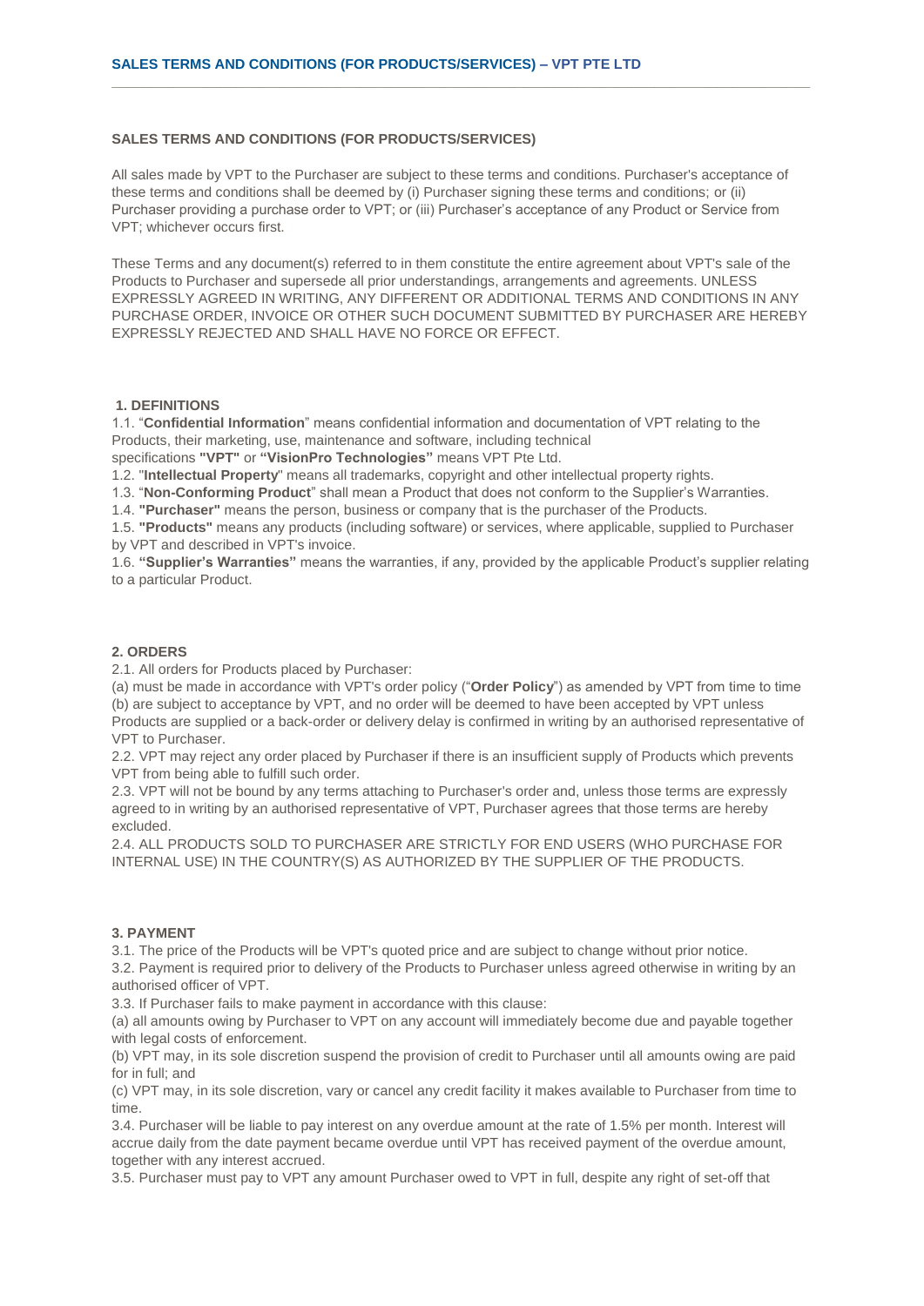# SALES TERMS AND CONDITIONS (FOR PRODUCTS/SERVICES)

All sales made by VPT to the Purchaser are subject to these terms and conditions. Purchaser's acceptance of these terms and conditions shall be deemed by (i) Purchaser signing these terms and conditions; or (ii) Purchaser providing a purchase order to VPT; or (iii) Purchaser's acceptance of any Product or Service from VPT; whichever occurs first.

These Terms and any document(s) referred to in them constitute the entire agreement about VPT's sale of the Products to Purchaser and supersede all prior understandings, arrangements and agreements. UNLESS EXPRESSLY AGREED IN WRITING, ANY DIFFERENT OR ADDITIONAL TERMS AND CONDITIONS IN ANY PURCHASE ORDER, INVOICE OR OTHER SUCH DOCUMENT SUBMITTED BY PURCHASER ARE HEREBY EXPRESSLY REJECTED AND SHALL HAVE NO FORCE OR EFFECT.

## 1. DEFINITIONS

1.1. "**Confidential Information**" means confidential information and documentation of VPT relating to the Products, their marketing, use, maintenance and software, including technical specifications **"VPT"** or **"VisionPro Technologies"** means VPT Pte Ltd.

1.2. "**Intellectual Property**" means all trademarks, copyright and other intellectual property rights.

1.3. "**Non-Conforming Product**" shall mean a Product that does not conform to the Supplier's Warranties.

1.4. **"Purchaser"** means the person, business or company that is the purchaser of the Products.

1.5. **"Products"** means any products (including software) or services, where applicable, supplied to Purchaser by VPT and described in VPT's invoice.

1.6. **"Supplier's Warranties"** means the warranties, if any, provided by the applicable Product's supplier relating to a particular Product.

## 2. ORDERS

2.1. All orders for Products placed by Purchaser:

(a) must be made in accordance with VPT's order policy ("**Order Policy**") as amended by VPT from time to time

(b) are subject to acceptance by VPT, and no order will be deemed to have been accepted by VPT unless Products are supplied or a back-order or delivery delay is confirmed in writing by an authorised representative of VPT to Purchaser.

2.2. VPT may reject any order placed by Purchaser if there is an insufficient supply of Products which prevents VPT from being able to fulfill such order.

2.3. VPT will not be bound by any terms attaching to Purchaser's order and, unless those terms are expressly agreed to in writing by an authorised representative of VPT, Purchaser agrees that those terms are hereby excluded.

2.4. ALL PRODUCTS SOLD TO PURCHASER ARE STRICTLY FOR END USERS (WHO PURCHASE FOR INTERNAL USE) IN THE COUNTRY(S) AS AUTHORIZED BY THE SUPPLIER OF THE PRODUCTS.

## 3. PAYMENT

3.1. The price of the Products will be VPT's quoted price and are subject to change without prior notice.

3.2. Payment is required prior to delivery of the Products to Purchaser unless agreed otherwise in writing by an authorised officer of VPT.

3.3. If Purchaser fails to make payment in accordance with this clause:

(a) all amounts owing by Purchaser to VPT on any account will immediately become due and payable together with legal costs of enforcement.

(b) VPT may, in its sole discretion suspend the provision of credit to Purchaser until all amounts owing are paid for in full; and

(c) VPT may, in its sole discretion, vary or cancel any credit facility it makes available to Purchaser from time to time.

3.4. Purchaser will be liable to pay interest on any overdue amount at the rate of 1.5% per month. Interest will accrue daily from the date payment became overdue until VPT has received payment of the overdue amount, together with any interest accrued.

3.5. Purchaser must pay to VPT any amount Purchaser owed to VPT in full, despite any right of set-off that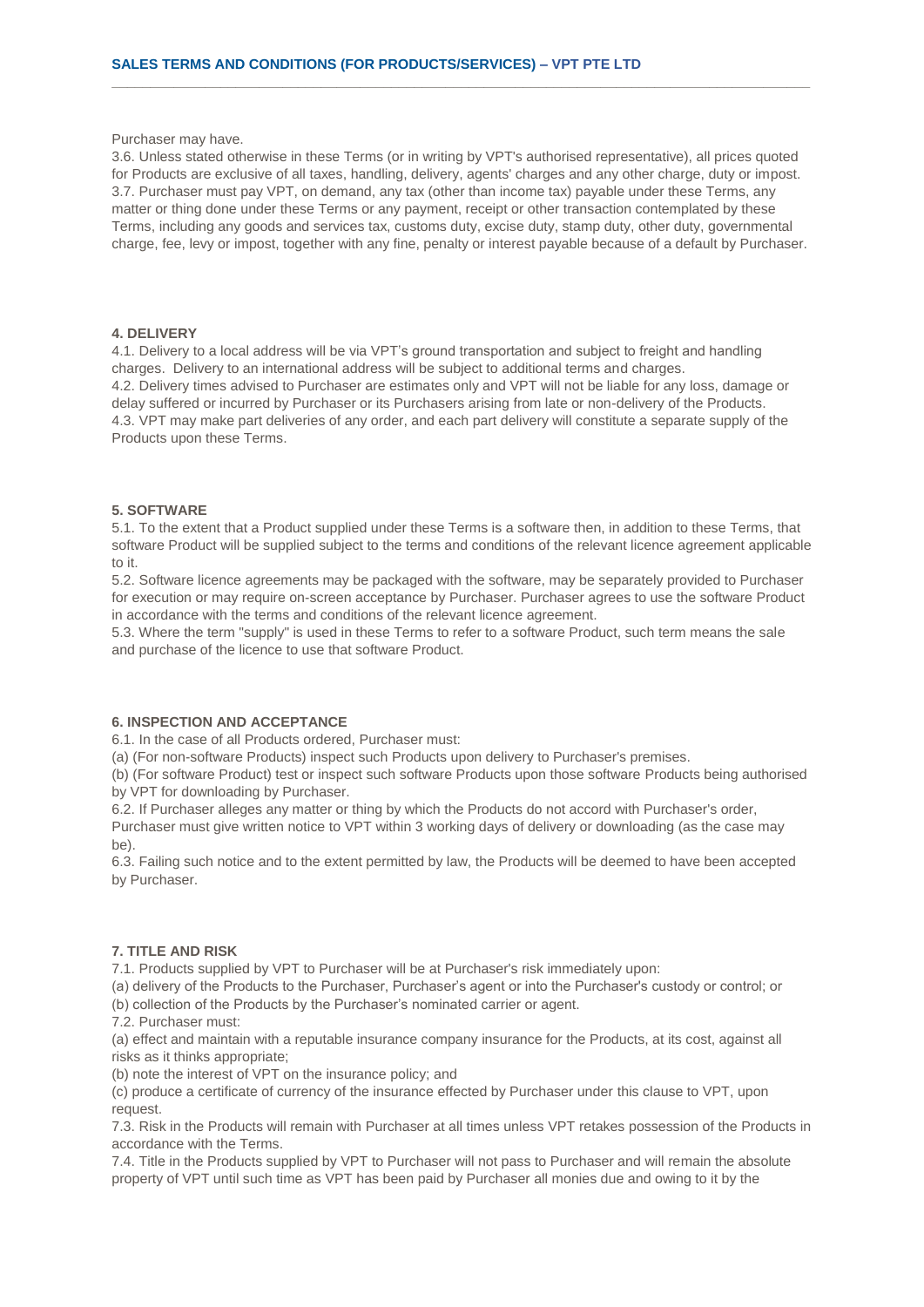Purchaser may have.

3.6. Unless stated otherwise in these Terms (or in writing by VPT's authorised representative), all prices quoted for Products are exclusive of all taxes, handling, delivery, agents' charges and any other charge, duty or impost.

3.7. Purchaser must pay VPT, on demand, any tax (other than income tax) payable under these Terms, any matter or thing done under these Terms or any payment, receipt or other transaction contemplated by these Terms, including any goods and services tax, customs duty, excise duty, stamp duty, other duty, governmental charge, fee, levy or impost, together with any fine, penalty or interest payable because of a default by Purchaser.

## 4. DELIVERY

4.1. Delivery to a local address will be via VPT's ground transportation and subject to freight and handling charges. Delivery to an international address will be subject to additional terms and charges.

4.2. Delivery times advised to Purchaser are estimates only and VPT will not be liable for any loss, damage or delay suffered or incurred by Purchaser or its Purchasers arising from late or non-delivery of the Products.

4.3. VPT may make part deliveries of any order, and each part delivery will constitute a separate supply of the Products upon these Terms.

## 5. SOFTWARE

5.1. To the extent that a Product supplied under these Terms is a software then, in addition to these Terms, that software Product will be supplied subject to the terms and conditions of the relevant licence agreement applicable to it.

5.2. Software licence agreements may be packaged with the software, may be separately provided to Purchaser for execution or may require on-screen acceptance by Purchaser. Purchaser agrees to use the software Product in accordance with the terms and conditions of the relevant licence agreement.

5.3. Where the term "supply" is used in these Terms to refer to a software Product, such term means the sale and purchase of the licence to use that software Product.

## 6. INSPECTION AND ACCEPTANCE

6.1. In the case of all Products ordered, Purchaser must:

(a) (For non-software Products) inspect such Products upon delivery to Purchaser's premises.

(b) (For software Product) test or inspect such software Products upon those software Products being authorised by VPT for downloading by Purchaser.

6.2. If Purchaser alleges any matter or thing by which the Products do not accord with Purchaser's order, Purchaser must give written notice to VPT within 3 working days of delivery or downloading (as the case may be).

6.3. Failing such notice and to the extent permitted by law, the Products will be deemed to have been accepted by Purchaser.

## 7. TITLE AND RISK

7.1. Products supplied by VPT to Purchaser will be at Purchaser's risk immediately upon:

(a) delivery of the Products to the Purchaser, Purchaser's agent or into the Purchaser's custody or control; or

(b) collection of the Products by the Purchaser's nominated carrier or agent.

7.2. Purchaser must:

(a) effect and maintain with a reputable insurance company insurance for the Products, at its cost, against all risks as it thinks appropriate;

(b) note the interest of VPT on the insurance policy; and

(c) produce a certificate of currency of the insurance effected by Purchaser under this clause to VPT, upon request.

7.3. Risk in the Products will remain with Purchaser at all times unless VPT retakes possession of the Products in accordance with the Terms.

7.4. Title in the Products supplied by VPT to Purchaser will not pass to Purchaser and will remain the absolute property of VPT until such time as VPT has been paid by Purchaser all monies due and owing to it by the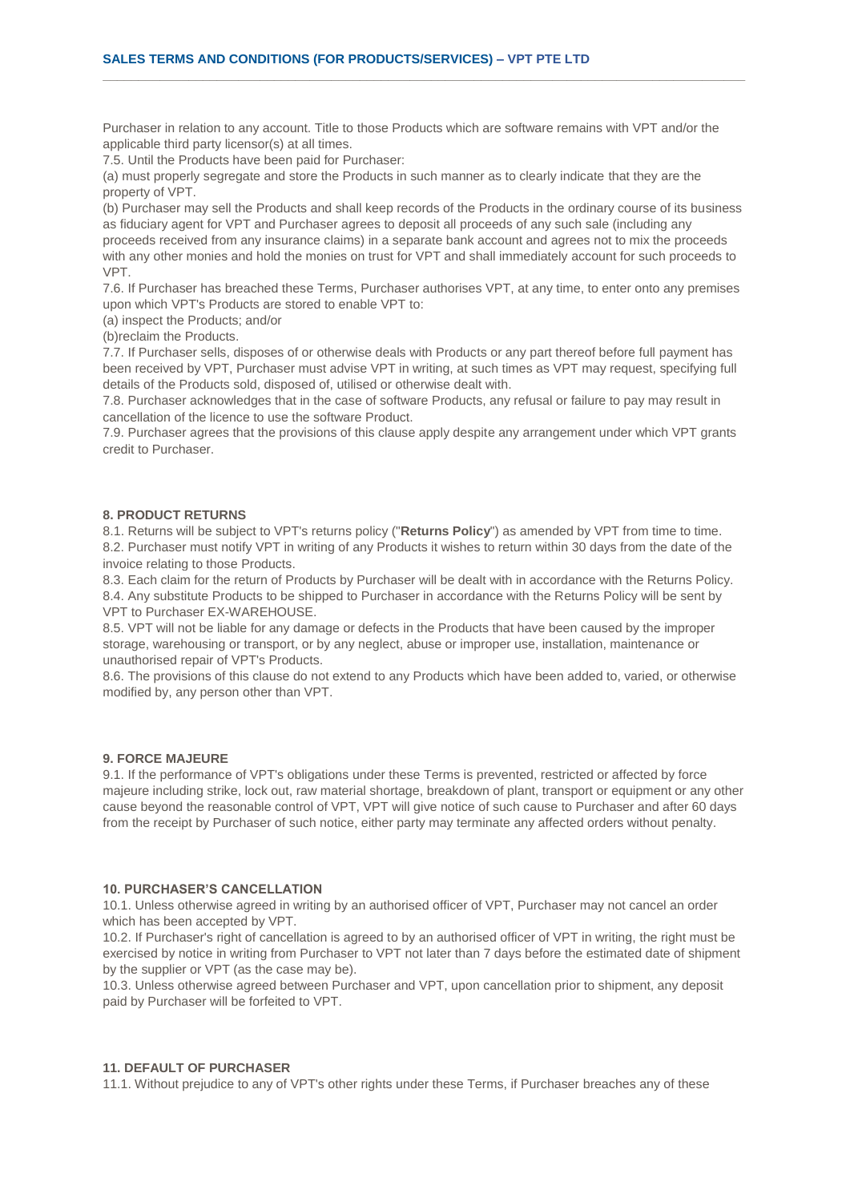Purchaser in relation to any account. Title to those Products which are software remains with VPT and/or the applicable third party licensor(s) at all times.

7.5. Until the Products have been paid for Purchaser:

(a) must properly segregate and store the Products in such manner as to clearly indicate that they are the property of VPT.

(b) Purchaser may sell the Products and shall keep records of the Products in the ordinary course of its business as fiduciary agent for VPT and Purchaser agrees to deposit all proceeds of any such sale (including any proceeds received from any insurance claims) in a separate bank account and agrees not to mix the proceeds with any other monies and hold the monies on trust for VPT and shall immediately account for such proceeds to VPT.

7.6. If Purchaser has breached these Terms, Purchaser authorises VPT, at any time, to enter onto any premises upon which VPT's Products are stored to enable VPT to:

(a) inspect the Products; and/or

(b)reclaim the Products.

7.7. If Purchaser sells, disposes of or otherwise deals with Products or any part thereof before full payment has been received by VPT, Purchaser must advise VPT in writing, at such times as VPT may request, specifying full details of the Products sold, disposed of, utilised or otherwise dealt with.

7.8. Purchaser acknowledges that in the case of software Products, any refusal or failure to pay may result in cancellation of the licence to use the software Product.

7.9. Purchaser agrees that the provisions of this clause apply despite any arrangement under which VPT grants credit to Purchaser.

### 8. PRODUCT RETURNS

8.1. Returns will be subject to VPT's returns policy ("**Returns Policy**") as amended by VPT from time to time.

8.2. Purchaser must notify VPT in writing of any Products it wishes to return within 30 days from the date of the invoice relating to those Products.

8.3. Each claim for the return of Products by Purchaser will be dealt with in accordance with the Returns Policy.

8.4. Any substitute Products to be shipped to Purchaser in accordance with the Returns Policy will be sent by VPT to Purchaser EX-WAREHOUSE.

8.5. VPT will not be liable for any damage or defects in the Products that have been caused by the improper storage, warehousing or transport, or by any neglect, abuse or improper use, installation, maintenance or unauthorised repair of VPT's Products.

8.6. The provisions of this clause do not extend to any Products which have been added to, varied, or otherwise modified by, any person other than VPT.

### 9. FORCE MAJEURE

9.1. If the performance of VPT's obligations under these Terms is prevented, restricted or affected by force majeure including strike, lock out, raw material shortage, breakdown of plant, transport or equipment or any other cause beyond the reasonable control of VPT, VPT will give notice of such cause to Purchaser and after 60 days from the receipt by Purchaser of such notice, either party may terminate any affected orders without penalty.

### 10. PURCHASER'S CANCELLATION

10.1. Unless otherwise agreed in writing by an authorised officer of VPT, Purchaser may not cancel an order which has been accepted by VPT.

10.2. If Purchaser's right of cancellation is agreed to by an authorised officer of VPT in writing, the right must be exercised by notice in writing from Purchaser to VPT not later than 7 days before the estimated date of shipment by the supplier or VPT (as the case may be).

10.3. Unless otherwise agreed between Purchaser and VPT, upon cancellation prior to shipment, any deposit paid by Purchaser will be forfeited to VPT.

### 11. DEFAULT OF PURCHASER

11.1. Without prejudice to any of VPT's other rights under these Terms, if Purchaser breaches any of these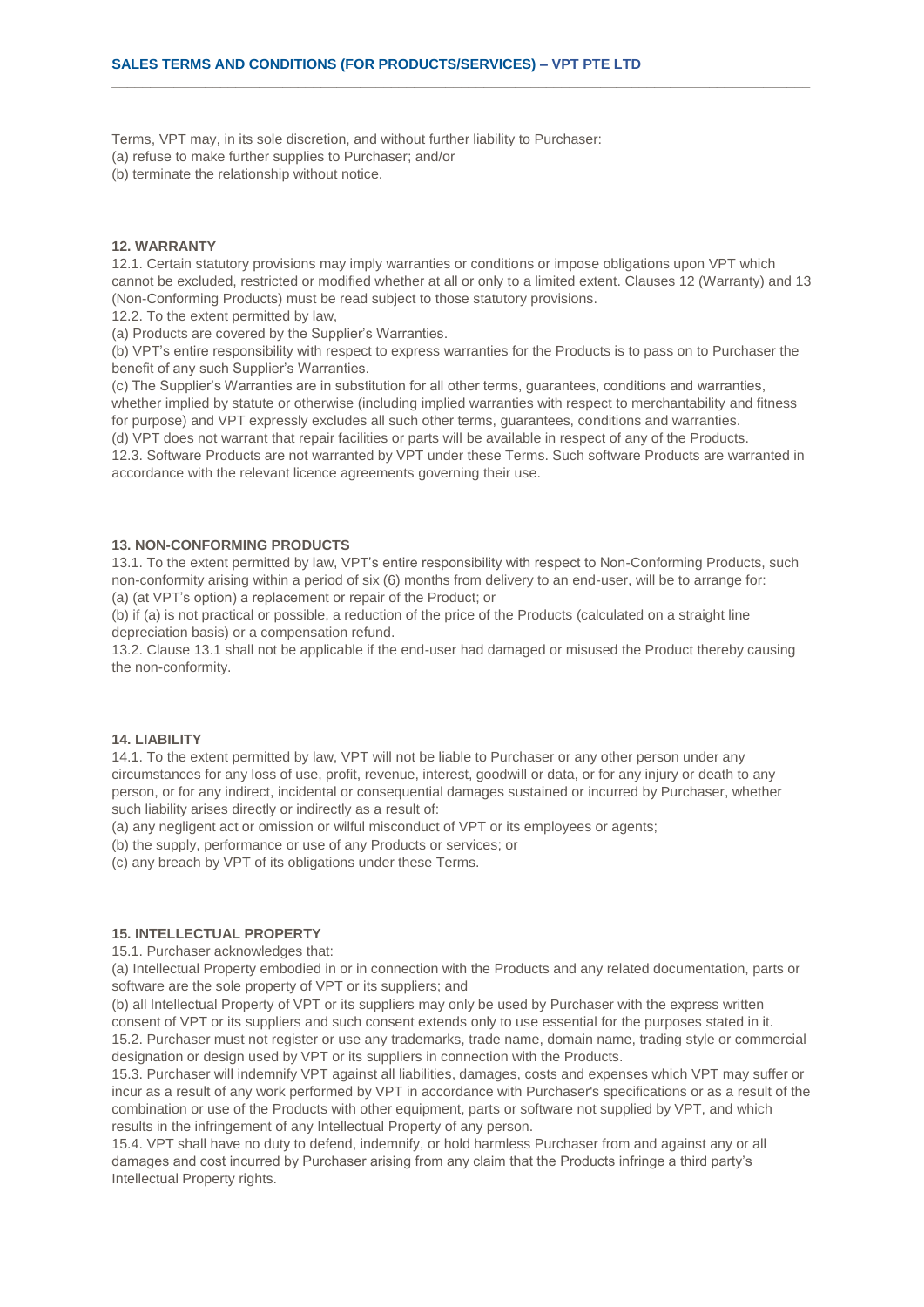Terms, VPT may, in its sole discretion, and without further liability to Purchaser:

(a) refuse to make further supplies to Purchaser; and/or

(b) terminate the relationship without notice.

**12. WARRANTY**

12.1. Certain statutory provisions may imply warranties or conditions or impose obligations upon VPT which cannot be excluded, restricted or modified whether at all or only to a limited extent. Clauses 12 (Warranty) and 13 (Non-Conforming Products) must be read subject to those statutory provisions.

12.2. To the extent permitted by law,

(a) Products are covered by the Supplier's Warranties.

(b) VPT's entire responsibility with respect to express warranties for the Products is to pass on to Purchaser the benefit of any such Supplier's Warranties.

(c) The Supplier's Warranties are in substitution for all other terms, guarantees, conditions and warranties, whether implied by statute or otherwise (including implied warranties with respect to merchantability and fitness for purpose) and VPT expressly excludes all such other terms, guarantees, conditions and warranties.

(d) VPT does not warrant that repair facilities or parts will be available in respect of any of the Products.

12.3. Software Products are not warranted by VPT under these Terms. Such software Products are warranted in accordance with the relevant licence agreements governing their use.

**13. NON-CONFORMING PRODUCTS**

13.1. To the extent permitted by law, VPT's entire responsibility with respect to Non-Conforming Products, such non-conformity arising within a period of six (6) months from delivery to an end-user, will be to arrange for:

(a) (at VPT's option) a replacement or repair of the Product; or

(b) if (a) is not practical or possible, a reduction of the price of the Products (calculated on a straight line depreciation basis) or a compensation refund.

13.2. Clause 13.1 shall not be applicable if the end-user had damaged or misused the Product thereby causing the non-conformity.

**14. LIABILITY**

14.1. To the extent permitted by law, VPT will not be liable to Purchaser or any other person under any circumstances for any loss of use, profit, revenue, interest, goodwill or data, or for any injury or death to any person, or for any indirect, incidental or consequential damages sustained or incurred by Purchaser, whether such liability arises directly or indirectly as a result of:

(a) any negligent act or omission or wilful misconduct of VPT or its employees or agents;

(b) the supply, performance or use of any Products or services; or

(c) any breach by VPT of its obligations under these Terms.

**15. INTELLECTUAL PROPERTY**

15.1. Purchaser acknowledges that:

(a) Intellectual Property embodied in or in connection with the Products and any related documentation, parts or software are the sole property of VPT or its suppliers; and

(b) all Intellectual Property of VPT or its suppliers may only be used by Purchaser with the express written consent of VPT or its suppliers and such consent extends only to use essential for the purposes stated in it.

15.2. Purchaser must not register or use any trademarks, trade name, domain name, trading style or commercial designation or design used by VPT or its suppliers in connection with the Products.

15.3. Purchaser will indemnify VPT against all liabilities, damages, costs and expenses which VPT may suffer or incur as a result of any work performed by VPT in accordance with Purchaser's specifications or as a result of the combination or use of the Products with other equipment, parts or software not supplied by VPT, and which results in the infringement of any Intellectual Property of any person.

15.4. VPT shall have no duty to defend, indemnify, or hold harmless Purchaser from and against any or all damages and cost incurred by Purchaser arising from any claim that the Products infringe a third party's Intellectual Property rights.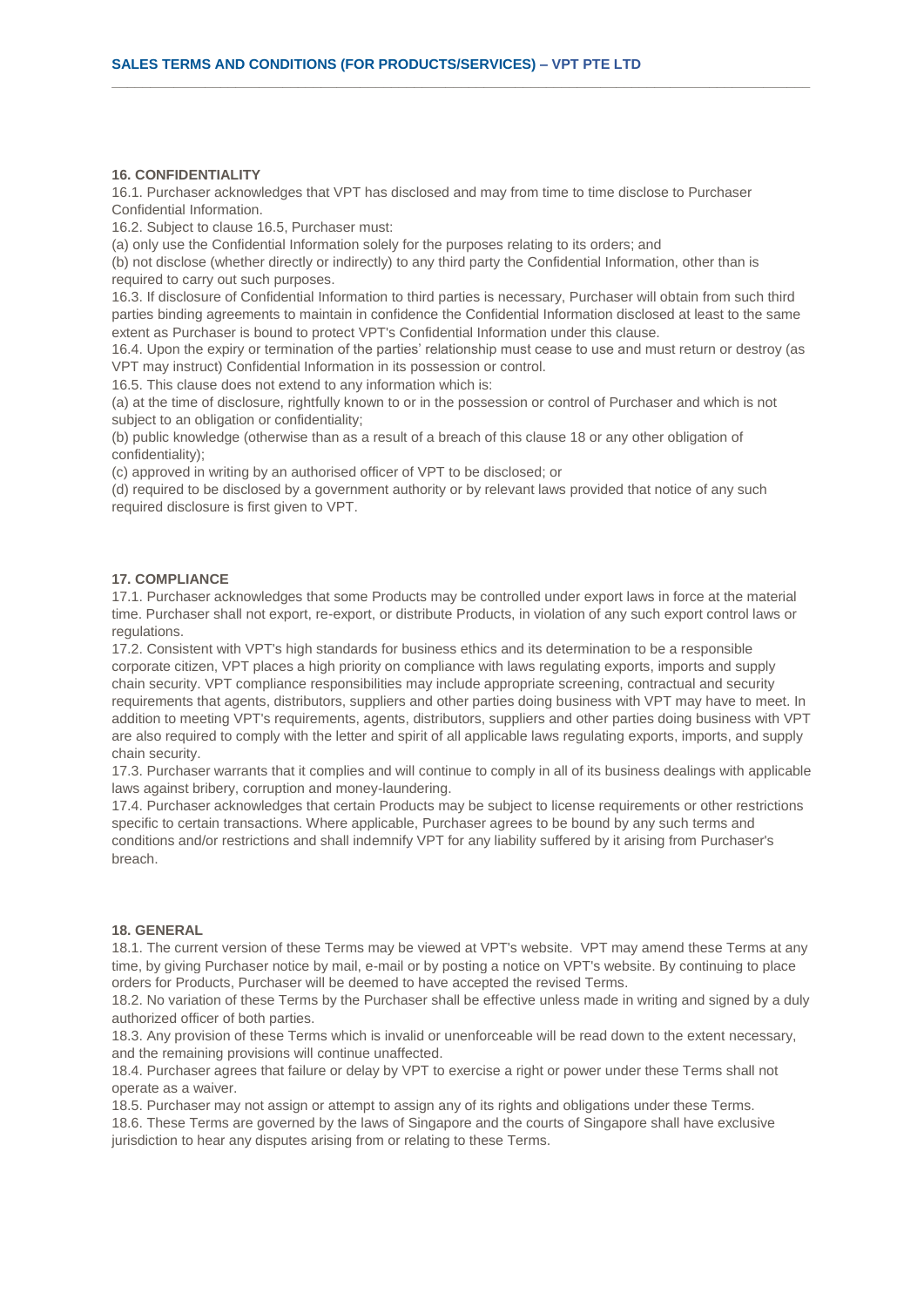### 16. CONFIDENTIALITY

16.1. Purchaser acknowledges that VPT has disclosed and may from time to time disclose to Purchaser Confidential Information.

16.2. Subject to clause 16.5, Purchaser must:

(a) only use the Confidential Information solely for the purposes relating to its orders; and

(b) not disclose (whether directly or indirectly) to any third party the Confidential Information, other than is required to carry out such purposes.

16.3. If disclosure of Confidential Information to third parties is necessary, Purchaser will obtain from such third parties binding agreements to maintain in confidence the Confidential Information disclosed at least to the same extent as Purchaser is bound to protect VPT's Confidential Information under this clause.

16.4. Upon the expiry or termination of the parties' relationship must cease to use and must return or destroy (as VPT may instruct) Confidential Information in its possession or control.

16.5. This clause does not extend to any information which is:

(a) at the time of disclosure, rightfully known to or in the possession or control of Purchaser and which is not subject to an obligation or confidentiality;

(b) public knowledge (otherwise than as a result of a breach of this clause 18 or any other obligation of confidentiality);

(c) approved in writing by an authorised officer of VPT to be disclosed; or

(d) required to be disclosed by a government authority or by relevant laws provided that notice of any such required disclosure is first given to VPT.

### 17. COMPLIANCE

17.1. Purchaser acknowledges that some Products may be controlled under export laws in force at the material time. Purchaser shall not export, re-export, or distribute Products, in violation of any such export control laws or regulations.

17.2. Consistent with VPT's high standards for business ethics and its determination to be a responsible corporate citizen, VPT places a high priority on compliance with laws regulating exports, imports and supply chain security. VPT compliance responsibilities may include appropriate screening, contractual and security requirements that agents, distributors, suppliers and other parties doing business with VPT may have to meet. In addition to meeting VPT's requirements, agents, distributors, suppliers and other parties doing business with VPT are also required to comply with the letter and spirit of all applicable laws regulating exports, imports, and supply chain security.

17.3. Purchaser warrants that it complies and will continue to comply in all of its business dealings with applicable laws against bribery, corruption and money-laundering.

17.4. Purchaser acknowledges that certain Products may be subject to license requirements or other restrictions specific to certain transactions. Where applicable, Purchaser agrees to be bound by any such terms and conditions and/or restrictions and shall indemnify VPT for any liability suffered by it arising from Purchaser's breach.

### 18. GENERAL

18.1. The current version of these Terms may be viewed at VPT's website. VPT may amend these Terms at any time, by giving Purchaser notice by mail, e-mail or by posting a notice on VPT's website. By continuing to place orders for Products, Purchaser will be deemed to have accepted the revised Terms.

18.2. No variation of these Terms by the Purchaser shall be effective unless made in writing and signed by a duly authorized officer of both parties.

18.3. Any provision of these Terms which is invalid or unenforceable will be read down to the extent necessary, and the remaining provisions will continue unaffected.

18.4. Purchaser agrees that failure or delay by VPT to exercise a right or power under these Terms shall not operate as a waiver.

18.5. Purchaser may not assign or attempt to assign any of its rights and obligations under these Terms.

18.6. These Terms are governed by the laws of Singapore and the courts of Singapore shall have exclusive jurisdiction to hear any disputes arising from or relating to these Terms.